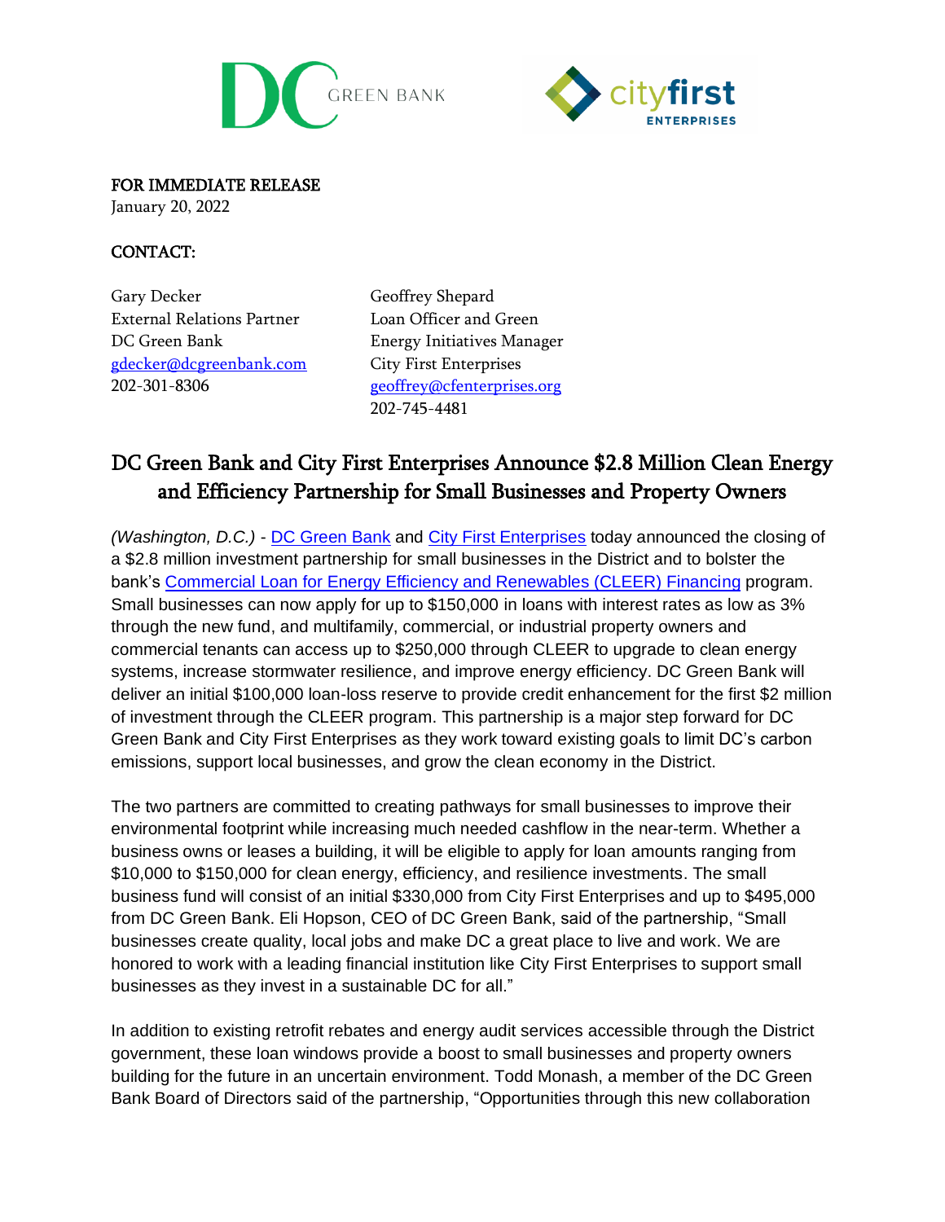FOR IMMEDIATE RELEASE
January 20, 2022

CONTACT:

Gary Decker
External Relations Partner
DC Green Bank
gdecker@dcgreenbank.com
202-301-8306

Geoffrey Shepard
Loan Officer and Green Energy Initiatives Manager
City First Enterprises
geoffrey@cfenterprises.org
202-745-4481

# DC Green Bank and City First Enterprises Announce $2.8 Million Clean Energy and Efficiency Partnership for Small Businesses and Property Owners

*(Washington, D.C.)* - DC Green Bank and City First Enterprises today announced the closing of a $2.8 million investment partnership for small businesses in the District and to bolster the bank's Commercial Loan for Energy Efficiency and Renewables (CLEER) Financing program. Small businesses can now apply for up to $150,000 in loans with interest rates as low as 3% through the new fund, and multifamily, commercial, or industrial property owners and commercial tenants can access up to $250,000 through CLEER to upgrade to clean energy systems, increase stormwater resilience, and improve energy efficiency. DC Green Bank will deliver an initial $100,000 loan-loss reserve to provide credit enhancement for the first $2 million of investment through the CLEER program. This partnership is a major step forward for DC Green Bank and City First Enterprises as they work toward existing goals to limit DC's carbon emissions, support local businesses, and grow the clean economy in the District.

The two partners are committed to creating pathways for small businesses to improve their environmental footprint while increasing much needed cashflow in the near-term. Whether a business owns or leases a building, it will be eligible to apply for loan amounts ranging from $10,000 to $150,000 for clean energy, efficiency, and resilience investments. The small business fund will consist of an initial $330,000 from City First Enterprises and up to $495,000 from DC Green Bank. Eli Hopson, CEO of DC Green Bank, said of the partnership, "Small businesses create quality, local jobs and make DC a great place to live and work. We are honored to work with a leading financial institution like City First Enterprises to support small businesses as they invest in a sustainable DC for all."

In addition to existing retrofit rebates and energy audit services accessible through the District government, these loan windows provide a boost to small businesses and property owners building for the future in an uncertain environment. Todd Monash, a member of the DC Green Bank Board of Directors said of the partnership, "Opportunities through this new collaboration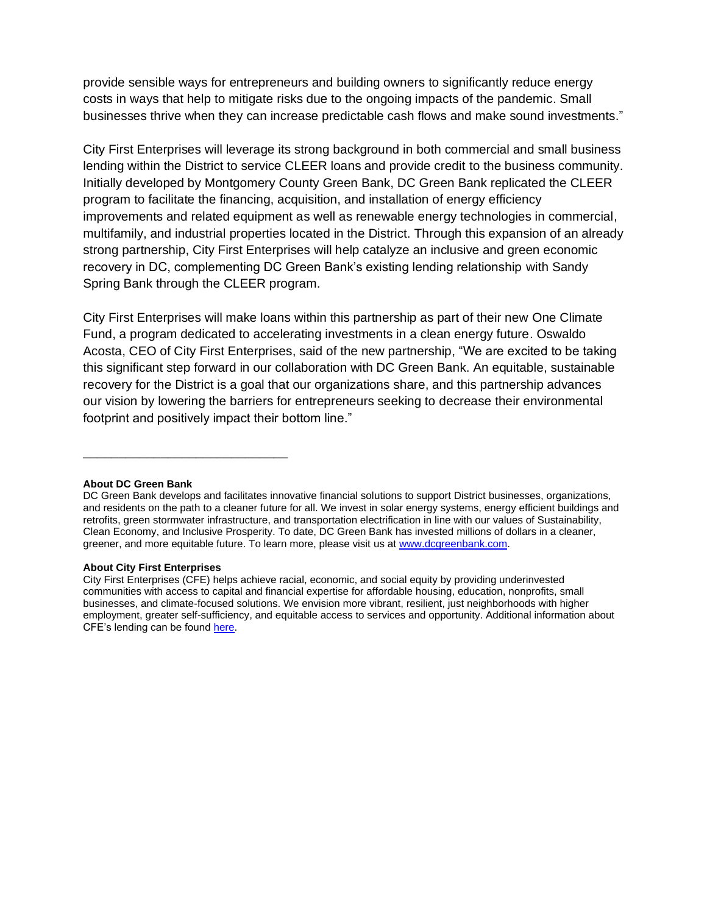provide sensible ways for entrepreneurs and building owners to significantly reduce energy costs in ways that help to mitigate risks due to the ongoing impacts of the pandemic. Small businesses thrive when they can increase predictable cash flows and make sound investments."

City First Enterprises will leverage its strong background in both commercial and small business lending within the District to service CLEER loans and provide credit to the business community. Initially developed by Montgomery County Green Bank, DC Green Bank replicated the CLEER program to facilitate the financing, acquisition, and installation of energy efficiency improvements and related equipment as well as renewable energy technologies in commercial, multifamily, and industrial properties located in the District. Through this expansion of an already strong partnership, City First Enterprises will help catalyze an inclusive and green economic recovery in DC, complementing DC Green Bank's existing lending relationship with Sandy Spring Bank through the CLEER program.

City First Enterprises will make loans within this partnership as part of their new One Climate Fund, a program dedicated to accelerating investments in a clean energy future. Oswaldo Acosta, CEO of City First Enterprises, said of the new partnership, "We are excited to be taking this significant step forward in our collaboration with DC Green Bank. An equitable, sustainable recovery for the District is a goal that our organizations share, and this partnership advances our vision by lowering the barriers for entrepreneurs seeking to decrease their environmental footprint and positively impact their bottom line."

---

**About DC Green Bank**

DC Green Bank develops and facilitates innovative financial solutions to support District businesses, organizations, and residents on the path to a cleaner future for all. We invest in solar energy systems, energy efficient buildings and retrofits, green stormwater infrastructure, and transportation electrification in line with our values of Sustainability, Clean Economy, and Inclusive Prosperity. To date, DC Green Bank has invested millions of dollars in a cleaner, greener, and more equitable future. To learn more, please visit us at [www.dcgreenbank.com](www.dcgreenbank.com).

**About City First Enterprises**

City First Enterprises (CFE) helps achieve racial, economic, and social equity by providing underinvested communities with access to capital and financial expertise for affordable housing, education, nonprofits, small businesses, and climate-focused solutions. We envision more vibrant, resilient, just neighborhoods with higher employment, greater self-sufficiency, and equitable access to services and opportunity. Additional information about CFE's lending can be found here.